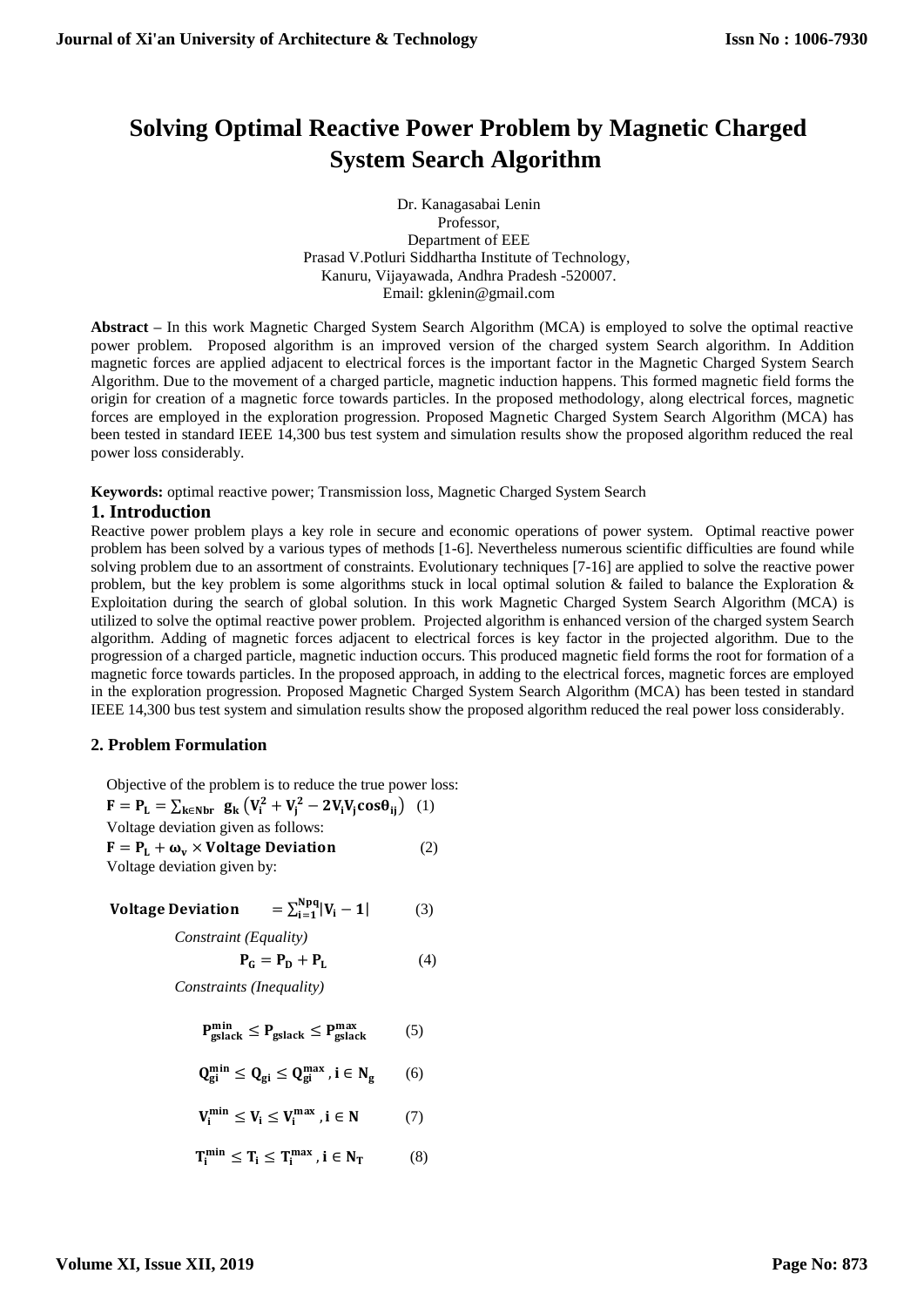# Solving Optimal Reactive Power Problem by Magnetic Charged System Search Algorithm

Dr. Kanagasabai Lenin
Professor,
Department of EEE
Prasad V.Potluri Siddhartha Institute of Technology,
Kanuru, Vijayawada, Andhra Pradesh -520007.
Email: gklenin@gmail.com

**Abstract –** In this work Magnetic Charged System Search Algorithm (MCA) is employed to solve the optimal reactive power problem. Proposed algorithm is an improved version of the charged system Search algorithm. In Addition magnetic forces are applied adjacent to electrical forces is the important factor in the Magnetic Charged System Search Algorithm. Due to the movement of a charged particle, magnetic induction happens. This formed magnetic field forms the origin for creation of a magnetic force towards particles. In the proposed methodology, along electrical forces, magnetic forces are employed in the exploration progression. Proposed Magnetic Charged System Search Algorithm (MCA) has been tested in standard IEEE 14,300 bus test system and simulation results show the proposed algorithm reduced the real power loss considerably.

**Keywords:** optimal reactive power; Transmission loss, Magnetic Charged System Search

## 1. Introduction

Reactive power problem plays a key role in secure and economic operations of power system. Optimal reactive power problem has been solved by a various types of methods [1-6]. Nevertheless numerous scientific difficulties are found while solving problem due to an assortment of constraints. Evolutionary techniques [7-16] are applied to solve the reactive power problem, but the key problem is some algorithms stuck in local optimal solution & failed to balance the Exploration & Exploitation during the search of global solution. In this work Magnetic Charged System Search Algorithm (MCA) is utilized to solve the optimal reactive power problem. Projected algorithm is enhanced version of the charged system Search algorithm. Adding of magnetic forces adjacent to electrical forces is key factor in the projected algorithm. Due to the progression of a charged particle, magnetic induction occurs. This produced magnetic field forms the root for formation of a magnetic force towards particles. In the proposed approach, in adding to the electrical forces, magnetic forces are employed in the exploration progression. Proposed Magnetic Charged System Search Algorithm (MCA) has been tested in standard IEEE 14,300 bus test system and simulation results show the proposed algorithm reduced the real power loss considerably.

## 2. Problem Formulation

Objective of the problem is to reduce the true power loss:

$$\mathbf{F = P_L = \sum_{k \in Nbr} g_k \left(V_i^2 + V_j^2 - 2V_iV_j\cos\theta_{ij}\right)} \quad (1)$$

Voltage deviation given as follows:

$$\mathbf{F = P_L + \omega_v \times Voltage\ Deviation} \quad (2)$$

Voltage deviation given by:

$$\mathbf{Voltage\ Deviation = \sum_{i=1}^{Npq} |V_i - 1|} \quad (3)$$

*Constraint (Equality)*

$$\mathbf{P_G = P_D + P_L} \quad (4)$$

*Constraints (Inequality)*

$$\mathbf{P_{gslack}^{min} \le P_{gslack} \le P_{gslack}^{max}} \quad (5)$$

$$\mathbf{Q_{gi}^{min} \le Q_{gi} \le Q_{gi}^{max}, i \in N_g} \quad (6)$$

$$\mathbf{V_i^{min} \le V_i \le V_i^{max}, i \in N} \quad (7)$$

$$\mathbf{T_i^{min} \le T_i \le T_i^{max}, i \in N_T} \quad (8)$$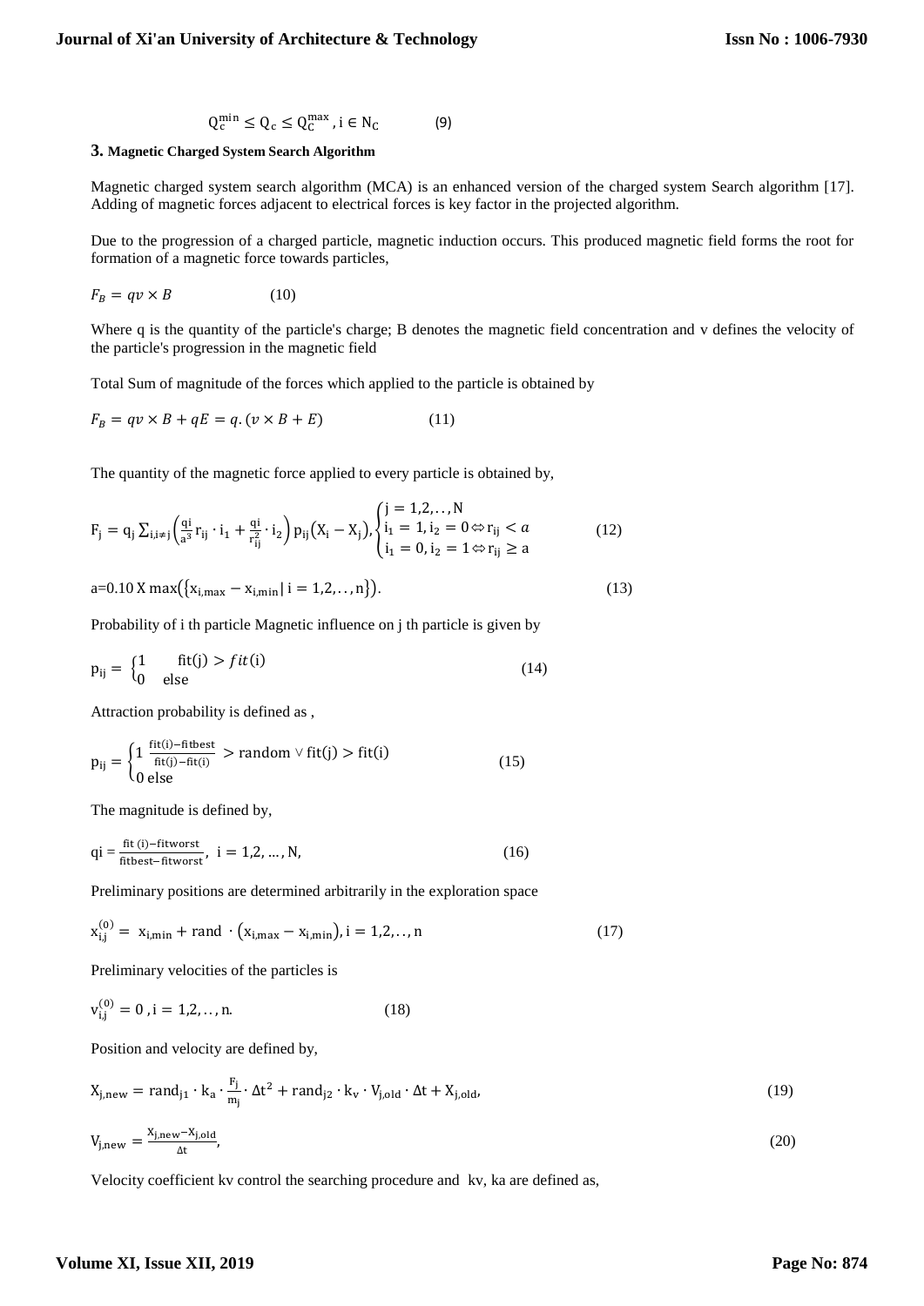$$Q_c^{min} \leq Q_c \leq Q_C^{max}, i \in N_C \quad (9)$$

## 3. Magnetic Charged System Search Algorithm

Magnetic charged system search algorithm (MCA) is an enhanced version of the charged system Search algorithm [17]. Adding of magnetic forces adjacent to electrical forces is key factor in the projected algorithm.

Due to the progression of a charged particle, magnetic induction occurs. This produced magnetic field forms the root for formation of a magnetic force towards particles,

$$F_B = qv \times B \quad (10)$$

Where q is the quantity of the particle's charge; B denotes the magnetic field concentration and v defines the velocity of the particle's progression in the magnetic field

Total Sum of magnitude of the forces which applied to the particle is obtained by

$$F_B = qv \times B + qE = q.(v \times B + E) \quad (11)$$

The quantity of the magnetic force applied to every particle is obtained by,

$$F_j = q_j \sum_{i,i \neq j} \left( \frac{qi}{a^3} r_{ij} \cdot i_1 + \frac{qi}{r_{ij}^2} \cdot i_2 \right) p_{ij} (X_i - X_j), \begin{cases} j = 1,2,..,N \\ i_1 = 1, i_2 = 0 \Leftrightarrow r_{ij} < a \\ i_1 = 0, i_2 = 1 \Leftrightarrow r_{ij} \geq a \end{cases} \quad (12)$$

$$a = 0.10 \text{ X} \max(\{x_{i,max} - x_{i,min} | i = 1,2,..,n\}). \quad (13)$$

Probability of i th particle Magnetic influence on j th particle is given by

$$p_{ij} = \begin{cases} 1 & \text{fit(j)} > fit\text{(i)} \\ 0 & \text{else} \end{cases} \quad (14)$$

Attraction probability is defined as ,

$$p_{ij} = \begin{cases} 1 \ \frac{\text{fit(i)} - \text{fitbest}}{\text{fit(j)} - \text{fit(i)}} > \text{random} \vee \text{fit(j)} > \text{fit(i)} \\ 0 \text{ else} \end{cases} \quad (15)$$

The magnitude is defined by,

$$qi = \frac{\text{fit (i)} - \text{fitworst}}{\text{fitbest} - \text{fitworst}}, \ i = 1,2, \dots, N, \quad (16)$$

Preliminary positions are determined arbitrarily in the exploration space

$$x_{i,j}^{(0)} = x_{i,min} + \text{rand} \cdot (x_{i,max} - x_{i,min}), i = 1,2,..,n \quad (17)$$

Preliminary velocities of the particles is

$$v_{i,j}^{(0)} = 0, i = 1,2,..,n. \quad (18)$$

Position and velocity are defined by,

$$X_{j,new} = \text{rand}_{j1} \cdot k_a \cdot \frac{F_j}{m_j} \cdot \Delta t^2 + \text{rand}_{j2} \cdot k_v \cdot V_{j,old} \cdot \Delta t + X_{j,old}, \quad (19)$$

$$V_{j,new} = \frac{X_{j,new} - X_{j,old}}{\Delta t}, \quad (20)$$

Velocity coefficient kv control the searching procedure and kv, ka are defined as,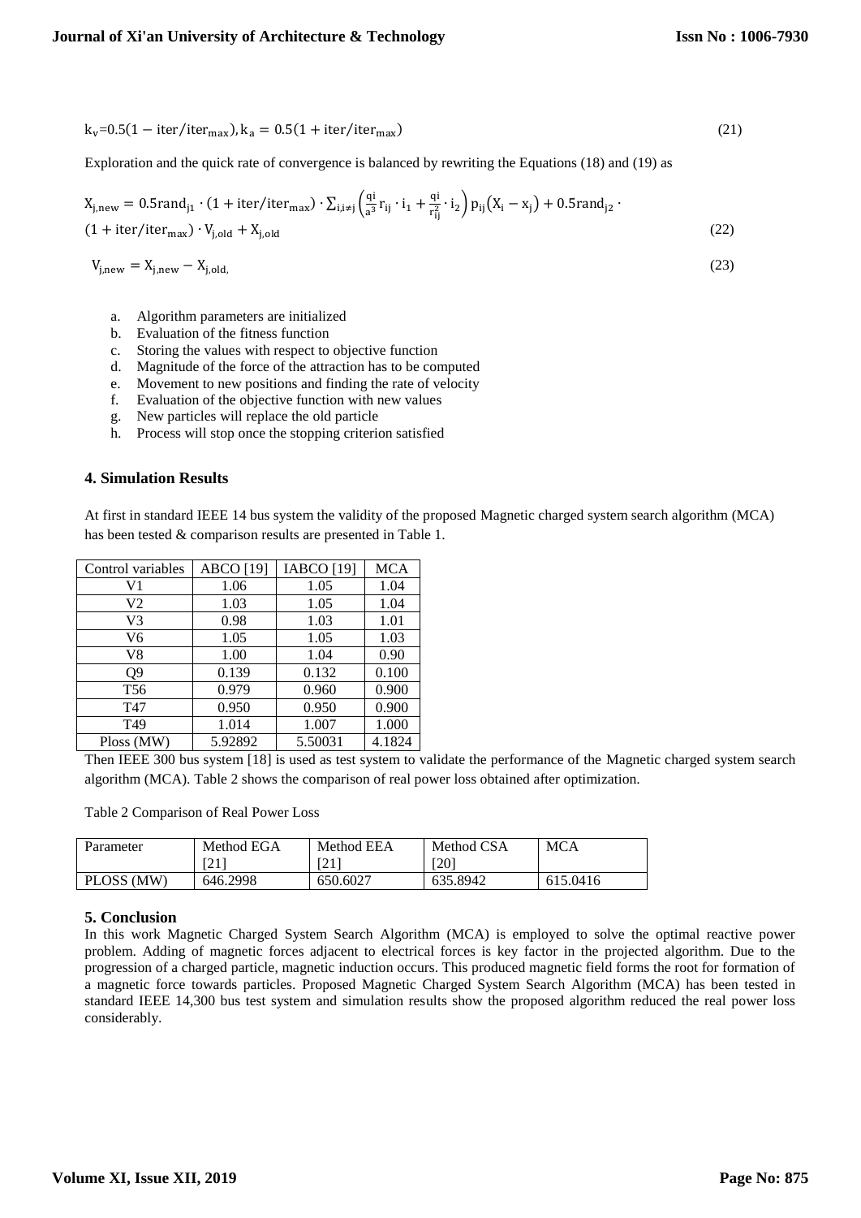$$k_v = 0.5(1 - \text{iter}/\text{iter}_{\max}), k_a = 0.5(1 + \text{iter}/\text{iter}_{\max}) \tag{21}$$

Exploration and the quick rate of convergence is balanced by rewriting the Equations (18) and (19) as

$$X_{j,\text{new}} = 0.5\text{rand}_{j1} \cdot (1 + \text{iter}/\text{iter}_{\max}) \cdot \sum_{i,i\neq j}\left(\frac{qi}{a^3} r_{ij} \cdot i_1 + \frac{qi}{r_{ij}^2} \cdot i_2\right) p_{ij}(X_i - x_j) + 0.5\text{rand}_{j2} \cdot (1 + \text{iter}/\text{iter}_{\max}) \cdot V_{j,\text{old}} + X_{j,\text{old}} \tag{22}$$

$$V_{j,\text{new}} = X_{j,\text{new}} - X_{j,\text{old},} \tag{23}$$

a. Algorithm parameters are initialized
b. Evaluation of the fitness function
c. Storing the values with respect to objective function
d. Magnitude of the force of the attraction has to be computed
e. Movement to new positions and finding the rate of velocity
f. Evaluation of the objective function with new values
g. New particles will replace the old particle
h. Process will stop once the stopping criterion satisfied

## 4. Simulation Results

At first in standard IEEE 14 bus system the validity of the proposed Magnetic charged system search algorithm (MCA) has been tested & comparison results are presented in Table 1.

| Control variables | ABCO [19] | IABCO [19] | MCA |
|---|---|---|---|
| V1 | 1.06 | 1.05 | 1.04 |
| V2 | 1.03 | 1.05 | 1.04 |
| V3 | 0.98 | 1.03 | 1.01 |
| V6 | 1.05 | 1.05 | 1.03 |
| V8 | 1.00 | 1.04 | 0.90 |
| Q9 | 0.139 | 0.132 | 0.100 |
| T56 | 0.979 | 0.960 | 0.900 |
| T47 | 0.950 | 0.950 | 0.900 |
| T49 | 1.014 | 1.007 | 1.000 |
| Ploss (MW) | 5.92892 | 5.50031 | 4.1824 |

Then IEEE 300 bus system [18] is used as test system to validate the performance of the Magnetic charged system search algorithm (MCA). Table 2 shows the comparison of real power loss obtained after optimization.

Table 2 Comparison of Real Power Loss

| Parameter | Method EGA [21] | Method EEA [21] | Method CSA [20] | MCA |
|---|---|---|---|---|
| PLOSS (MW) | 646.2998 | 650.6027 | 635.8942 | 615.0416 |

## 5. Conclusion

In this work Magnetic Charged System Search Algorithm (MCA) is employed to solve the optimal reactive power problem. Adding of magnetic forces adjacent to electrical forces is key factor in the projected algorithm. Due to the progression of a charged particle, magnetic induction occurs. This produced magnetic field forms the root for formation of a magnetic force towards particles. Proposed Magnetic Charged System Search Algorithm (MCA) has been tested in standard IEEE 14,300 bus test system and simulation results show the proposed algorithm reduced the real power loss considerably.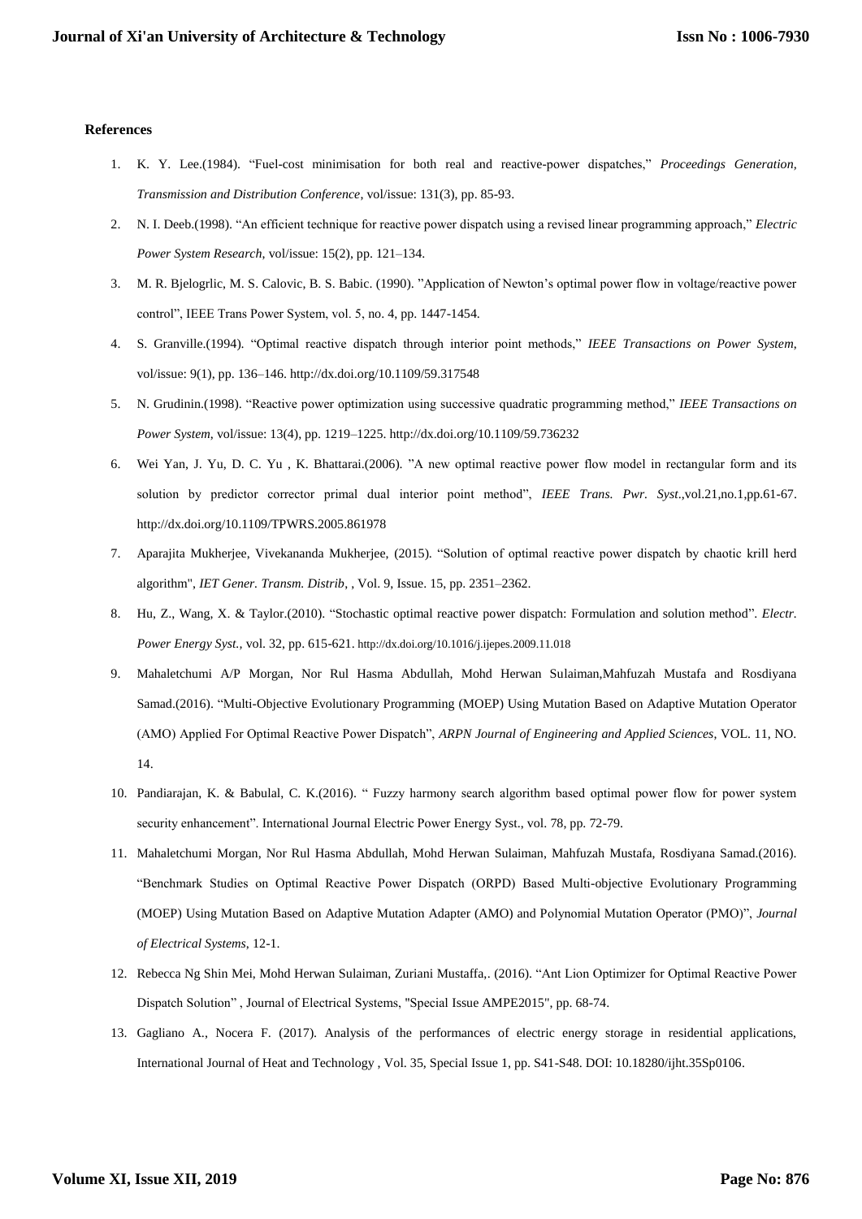**References**

1. K. Y. Lee.(1984). "Fuel-cost minimisation for both real and reactive-power dispatches," *Proceedings Generation, Transmission and Distribution Conference*, vol/issue: 131(3), pp. 85-93.
2. N. I. Deeb.(1998). "An efficient technique for reactive power dispatch using a revised linear programming approach," *Electric Power System Research*, vol/issue: 15(2), pp. 121–134.
3. M. R. Bjelogrlic, M. S. Calovic, B. S. Babic. (1990). "Application of Newton's optimal power flow in voltage/reactive power control", IEEE Trans Power System, vol. 5, no. 4, pp. 1447-1454.
4. S. Granville.(1994). "Optimal reactive dispatch through interior point methods," *IEEE Transactions on Power System*, vol/issue: 9(1), pp. 136–146. http://dx.doi.org/10.1109/59.317548
5. N. Grudinin.(1998). "Reactive power optimization using successive quadratic programming method," *IEEE Transactions on Power System*, vol/issue: 13(4), pp. 1219–1225. http://dx.doi.org/10.1109/59.736232
6. Wei Yan, J. Yu, D. C. Yu , K. Bhattarai.(2006). "A new optimal reactive power flow model in rectangular form and its solution by predictor corrector primal dual interior point method", *IEEE Trans. Pwr. Syst*.,vol.21,no.1,pp.61-67. http://dx.doi.org/10.1109/TPWRS.2005.861978
7. Aparajita Mukherjee, Vivekananda Mukherjee, (2015). "Solution of optimal reactive power dispatch by chaotic krill herd algorithm", *IET Gener. Transm. Distrib*, , Vol. 9, Issue. 15, pp. 2351–2362.
8. Hu, Z., Wang, X. & Taylor.(2010). "Stochastic optimal reactive power dispatch: Formulation and solution method". *Electr. Power Energy Syst.*, vol. 32, pp. 615-621. http://dx.doi.org/10.1016/j.ijepes.2009.11.018
9. Mahaletchumi A/P Morgan, Nor Rul Hasma Abdullah, Mohd Herwan Sulaiman,Mahfuzah Mustafa and Rosdiyana Samad.(2016). "Multi-Objective Evolutionary Programming (MOEP) Using Mutation Based on Adaptive Mutation Operator (AMO) Applied For Optimal Reactive Power Dispatch", *ARPN Journal of Engineering and Applied Sciences*, VOL. 11, NO. 14.
10. Pandiarajan, K. & Babulal, C. K.(2016). " Fuzzy harmony search algorithm based optimal power flow for power system security enhancement". International Journal Electric Power Energy Syst., vol. 78, pp. 72-79.
11. Mahaletchumi Morgan, Nor Rul Hasma Abdullah, Mohd Herwan Sulaiman, Mahfuzah Mustafa, Rosdiyana Samad.(2016). "Benchmark Studies on Optimal Reactive Power Dispatch (ORPD) Based Multi-objective Evolutionary Programming (MOEP) Using Mutation Based on Adaptive Mutation Adapter (AMO) and Polynomial Mutation Operator (PMO)", *Journal of Electrical Systems*, 12-1.
12. Rebecca Ng Shin Mei, Mohd Herwan Sulaiman, Zuriani Mustaffa,. (2016). "Ant Lion Optimizer for Optimal Reactive Power Dispatch Solution" , Journal of Electrical Systems, "Special Issue AMPE2015", pp. 68-74.
13. Gagliano A., Nocera F. (2017). Analysis of the performances of electric energy storage in residential applications, International Journal of Heat and Technology , Vol. 35, Special Issue 1, pp. S41-S48. DOI: 10.18280/ijht.35Sp0106.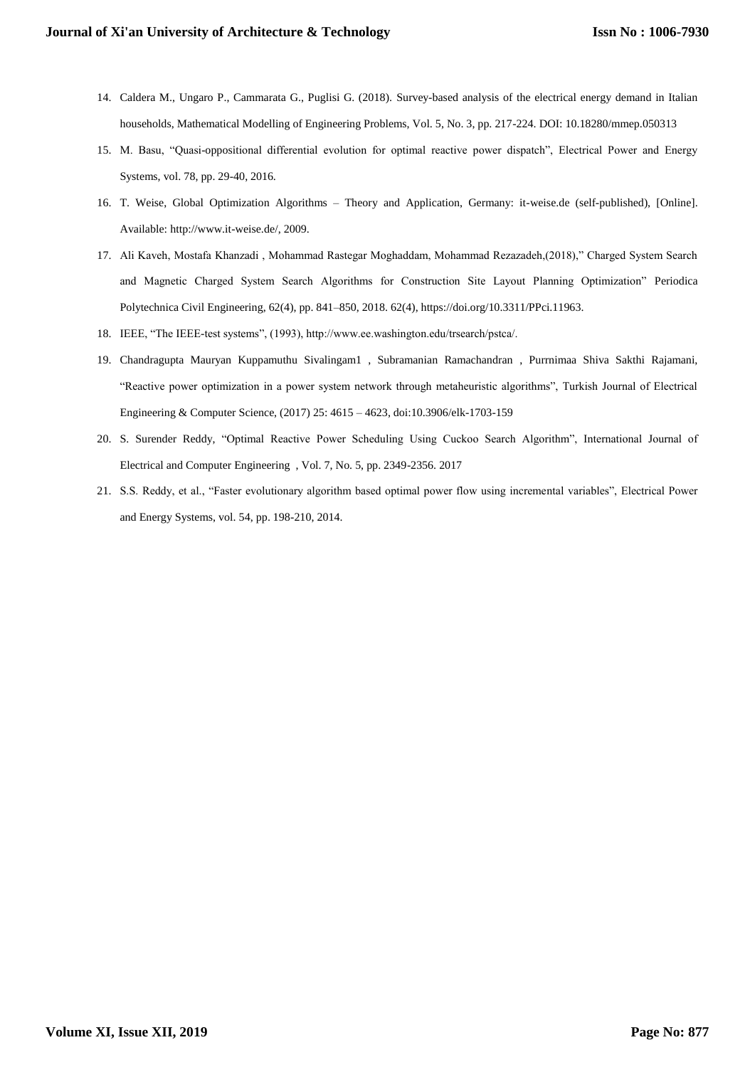14. Caldera M., Ungaro P., Cammarata G., Puglisi G. (2018). Survey-based analysis of the electrical energy demand in Italian households, Mathematical Modelling of Engineering Problems, Vol. 5, No. 3, pp. 217-224. DOI: 10.18280/mmep.050313
15. M. Basu, "Quasi-oppositional differential evolution for optimal reactive power dispatch", Electrical Power and Energy Systems, vol. 78, pp. 29-40, 2016.
16. T. Weise, Global Optimization Algorithms – Theory and Application, Germany: it-weise.de (self-published), [Online]. Available: http://www.it-weise.de/, 2009.
17. Ali Kaveh, Mostafa Khanzadi , Mohammad Rastegar Moghaddam, Mohammad Rezazadeh,(2018)," Charged System Search and Magnetic Charged System Search Algorithms for Construction Site Layout Planning Optimization" Periodica Polytechnica Civil Engineering, 62(4), pp. 841–850, 2018. 62(4), https://doi.org/10.3311/PPci.11963.
18. IEEE, "The IEEE-test systems", (1993), http://www.ee.washington.edu/trsearch/pstca/.
19. Chandragupta Mauryan Kuppamuthu Sivalingam1 , Subramanian Ramachandran , Purrnimaa Shiva Sakthi Rajamani, "Reactive power optimization in a power system network through metaheuristic algorithms", Turkish Journal of Electrical Engineering & Computer Science, (2017) 25: 4615 – 4623, doi:10.3906/elk-1703-159
20. S. Surender Reddy, "Optimal Reactive Power Scheduling Using Cuckoo Search Algorithm", International Journal of Electrical and Computer Engineering , Vol. 7, No. 5, pp. 2349-2356. 2017
21. S.S. Reddy, et al., "Faster evolutionary algorithm based optimal power flow using incremental variables", Electrical Power and Energy Systems, vol. 54, pp. 198-210, 2014.